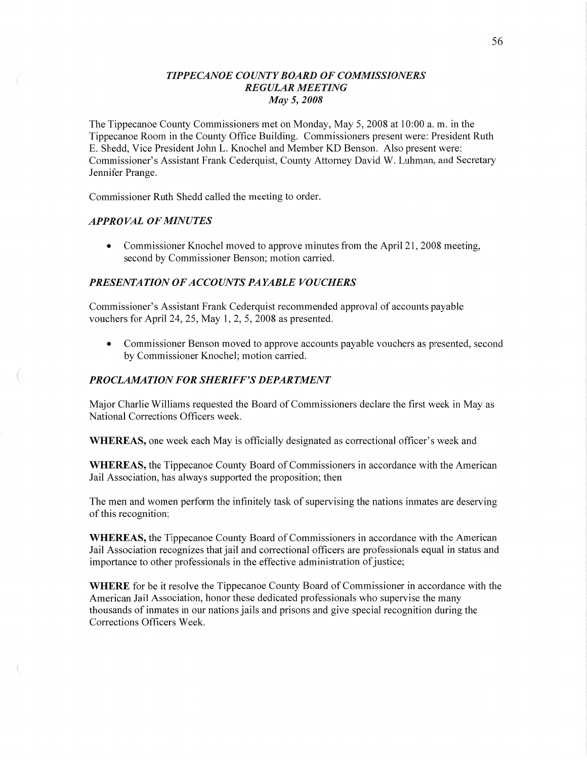# *TIPPECANOE COUNTY BOARD OF COMMISSIONERS*
## *REGULAR MEETING*
### *May 5, 2008*

The Tippecanoe County Commissioners met on Monday, May 5, 2008 at 10:00 a. m. in the Tippecanoe Room in the County Office Building. Commissioners present were: President Ruth E. Shedd, Vice President John L. Knochel and Member KD Benson. Also present were: Commissioner's Assistant Frank Cederquist, County Attorney David W. Luhman, and Secretary Jennifer Prange.

Commissioner Ruth Shedd called the meeting to order.

### *APPROVAL OF MINUTES*

- Commissioner Knochel moved to approve minutes from the April 21, 2008 meeting, second by Commissioner Benson; motion carried.

### *PRESENTATION OF ACCOUNTS PAYABLE VOUCHERS*

Commissioner's Assistant Frank Cederquist recommended approval of accounts payable vouchers for April 24, 25, May 1, 2, 5, 2008 as presented.

- Commissioner Benson moved to approve accounts payable vouchers as presented, second by Commissioner Knochel; motion carried.

### *PROCLAMATION FOR SHERIFF'S DEPARTMENT*

Major Charlie Williams requested the Board of Commissioners declare the first week in May as National Corrections Officers week.

**WHEREAS,** one week each May is officially designated as correctional officer's week and

**WHEREAS,** the Tippecanoe County Board of Commissioners in accordance with the American Jail Association, has always supported the proposition; then

The men and women perform the infinitely task of supervising the nations inmates are deserving of this recognition;

**WHEREAS,** the Tippecanoe County Board of Commissioners in accordance with the American Jail Association recognizes that jail and correctional officers are professionals equal in status and importance to other professionals in the effective administration of justice;

**WHERE** for be it resolve the Tippecanoe County Board of Commissioner in accordance with the American Jail Association, honor these dedicated professionals who supervise the many thousands of inmates in our nations jails and prisons and give special recognition during the Corrections Officers Week.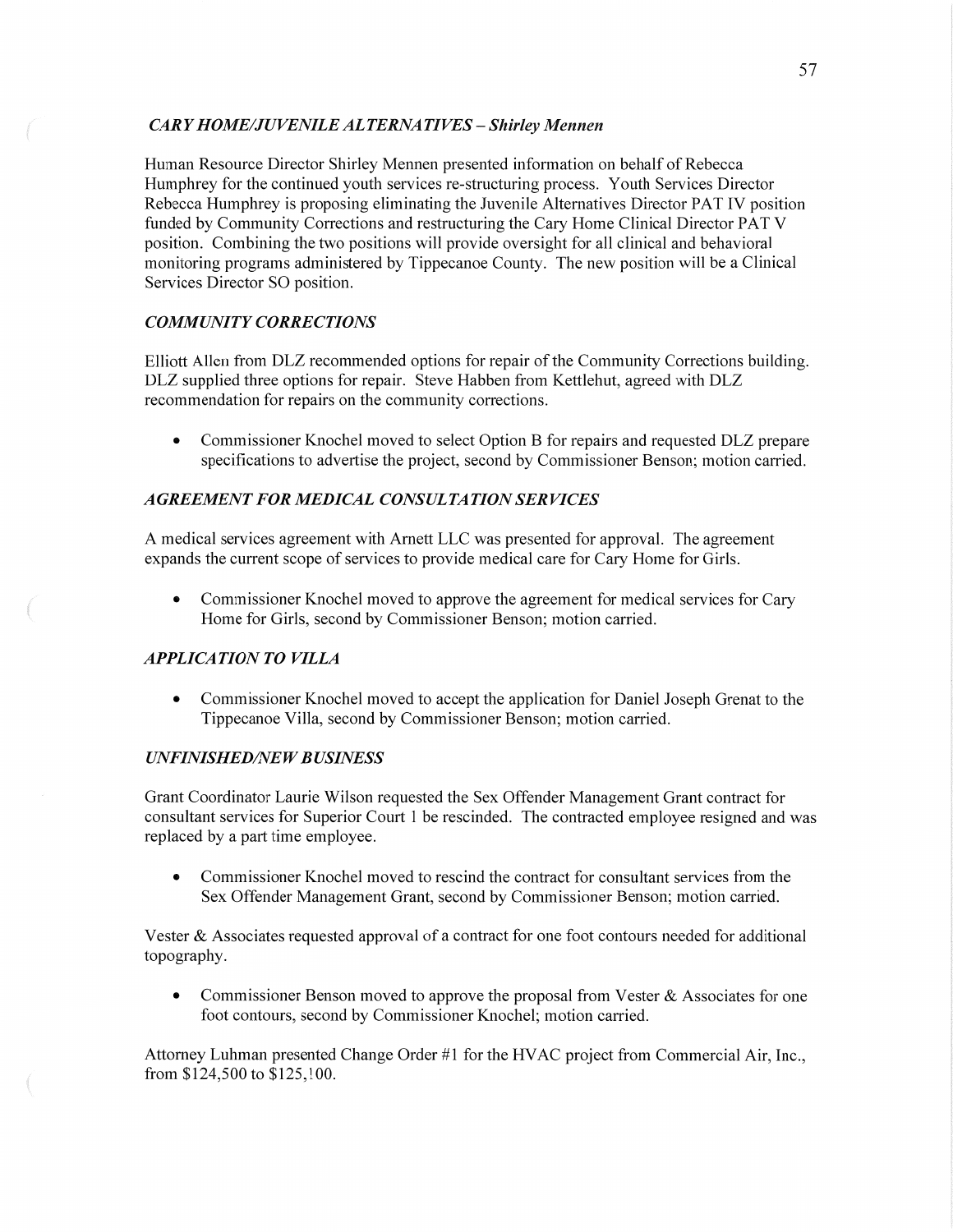### *CARY HOME/JUVENILE ALTERNATIVES – Shirley Mennen*

Human Resource Director Shirley Mennen presented information on behalf of Rebecca Humphrey for the continued youth services re-structuring process. Youth Services Director Rebecca Humphrey is proposing eliminating the Juvenile Alternatives Director PAT IV position funded by Community Corrections and restructuring the Cary Home Clinical Director PAT V position. Combining the two positions will provide oversight for all clinical and behavioral monitoring programs administered by Tippecanoe County. The new position will be a Clinical Services Director SO position.

### *COMMUNITY CORRECTIONS*

Elliott Allen from DLZ recommended options for repair of the Community Corrections building. DLZ supplied three options for repair. Steve Habben from Kettlehut, agreed with DLZ recommendation for repairs on the community corrections.

- Commissioner Knochel moved to select Option B for repairs and requested DLZ prepare specifications to advertise the project, second by Commissioner Benson; motion carried.

### *AGREEMENT FOR MEDICAL CONSULTATION SERVICES*

A medical services agreement with Arnett LLC was presented for approval. The agreement expands the current scope of services to provide medical care for Cary Home for Girls.

- Commissioner Knochel moved to approve the agreement for medical services for Cary Home for Girls, second by Commissioner Benson; motion carried.

### *APPLICATION TO VILLA*

- Commissioner Knochel moved to accept the application for Daniel Joseph Grenat to the Tippecanoe Villa, second by Commissioner Benson; motion carried.

### *UNFINISHED/NEW BUSINESS*

Grant Coordinator Laurie Wilson requested the Sex Offender Management Grant contract for consultant services for Superior Court 1 be rescinded. The contracted employee resigned and was replaced by a part time employee.

- Commissioner Knochel moved to rescind the contract for consultant services from the Sex Offender Management Grant, second by Commissioner Benson; motion carried.

Vester & Associates requested approval of a contract for one foot contours needed for additional topography.

- Commissioner Benson moved to approve the proposal from Vester & Associates for one foot contours, second by Commissioner Knochel; motion carried.

Attorney Luhman presented Change Order #1 for the HVAC project from Commercial Air, Inc., from $124,500 to $125,100.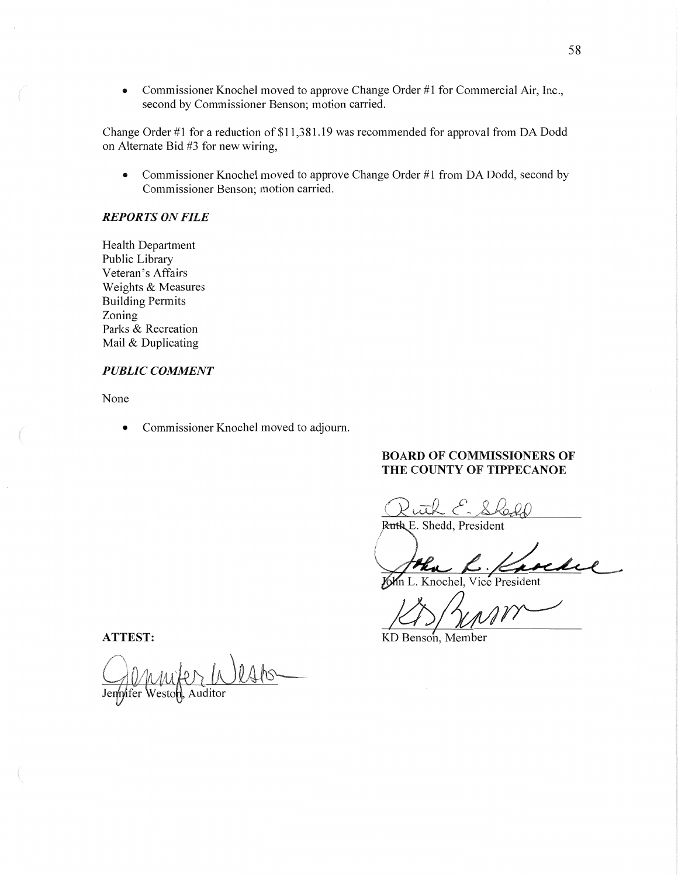- Commissioner Knochel moved to approve Change Order #1 for Commercial Air, Inc., second by Commissioner Benson; motion carried.

Change Order #1 for a reduction of $11,381.19 was recommended for approval from DA Dodd on Alternate Bid #3 for new wiring,

- Commissioner Knochel moved to approve Change Order #1 from DA Dodd, second by Commissioner Benson; motion carried.

***REPORTS ON FILE***

Health Department
Public Library
Veteran's Affairs
Weights & Measures
Building Permits
Zoning
Parks & Recreation
Mail & Duplicating

***PUBLIC COMMENT***

None

- Commissioner Knochel moved to adjourn.

**BOARD OF COMMISSIONERS OF THE COUNTY OF TIPPECANOE**

Ruth E. Shedd, President

John L. Knochel, Vice President

KD Benson, Member

**ATTEST:**

Jennifer Weston, Auditor